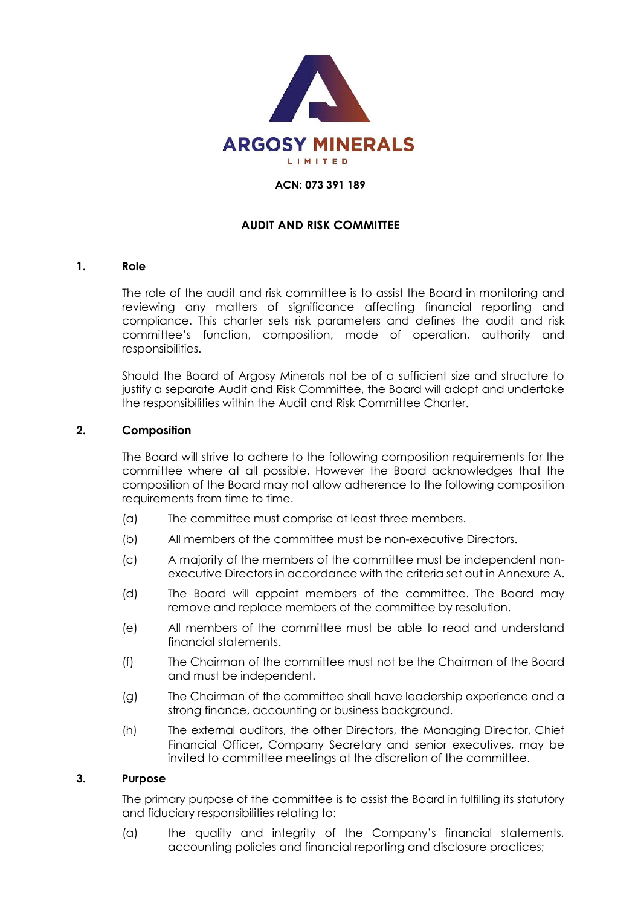# ARGOSY MINERALS LIMITED

**ACN: 073 391 189**

## AUDIT AND RISK COMMITTEE

### 1. Role

The role of the audit and risk committee is to assist the Board in monitoring and reviewing any matters of significance affecting financial reporting and compliance. This charter sets risk parameters and defines the audit and risk committee's function, composition, mode of operation, authority and responsibilities.

Should the Board of Argosy Minerals not be of a sufficient size and structure to justify a separate Audit and Risk Committee, the Board will adopt and undertake the responsibilities within the Audit and Risk Committee Charter.

### 2. Composition

The Board will strive to adhere to the following composition requirements for the committee where at all possible. However the Board acknowledges that the composition of the Board may not allow adherence to the following composition requirements from time to time.

(a) The committee must comprise at least three members.

(b) All members of the committee must be non-executive Directors.

(c) A majority of the members of the committee must be independent non-executive Directors in accordance with the criteria set out in Annexure A.

(d) The Board will appoint members of the committee. The Board may remove and replace members of the committee by resolution.

(e) All members of the committee must be able to read and understand financial statements.

(f) The Chairman of the committee must not be the Chairman of the Board and must be independent.

(g) The Chairman of the committee shall have leadership experience and a strong finance, accounting or business background.

(h) The external auditors, the other Directors, the Managing Director, Chief Financial Officer, Company Secretary and senior executives, may be invited to committee meetings at the discretion of the committee.

### 3. Purpose

The primary purpose of the committee is to assist the Board in fulfilling its statutory and fiduciary responsibilities relating to:

(a) the quality and integrity of the Company's financial statements, accounting policies and financial reporting and disclosure practices;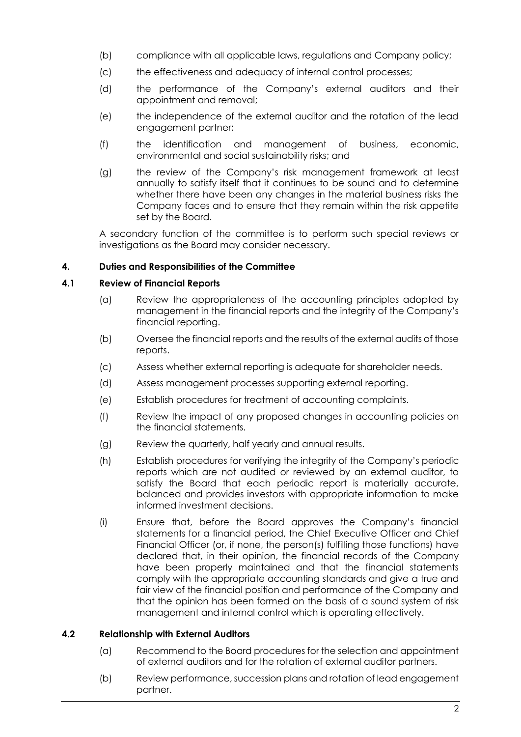(b) compliance with all applicable laws, regulations and Company policy;

(c) the effectiveness and adequacy of internal control processes;

(d) the performance of the Company's external auditors and their appointment and removal;

(e) the independence of the external auditor and the rotation of the lead engagement partner;

(f) the identification and management of business, economic, environmental and social sustainability risks; and

(g) the review of the Company's risk management framework at least annually to satisfy itself that it continues to be sound and to determine whether there have been any changes in the material business risks the Company faces and to ensure that they remain within the risk appetite set by the Board.

A secondary function of the committee is to perform such special reviews or investigations as the Board may consider necessary.

## 4. Duties and Responsibilities of the Committee

### 4.1 Review of Financial Reports

(a) Review the appropriateness of the accounting principles adopted by management in the financial reports and the integrity of the Company's financial reporting.

(b) Oversee the financial reports and the results of the external audits of those reports.

(c) Assess whether external reporting is adequate for shareholder needs.

(d) Assess management processes supporting external reporting.

(e) Establish procedures for treatment of accounting complaints.

(f) Review the impact of any proposed changes in accounting policies on the financial statements.

(g) Review the quarterly, half yearly and annual results.

(h) Establish procedures for verifying the integrity of the Company's periodic reports which are not audited or reviewed by an external auditor, to satisfy the Board that each periodic report is materially accurate, balanced and provides investors with appropriate information to make informed investment decisions.

(i) Ensure that, before the Board approves the Company's financial statements for a financial period, the Chief Executive Officer and Chief Financial Officer (or, if none, the person(s) fulfilling those functions) have declared that, in their opinion, the financial records of the Company have been properly maintained and that the financial statements comply with the appropriate accounting standards and give a true and fair view of the financial position and performance of the Company and that the opinion has been formed on the basis of a sound system of risk management and internal control which is operating effectively.

### 4.2 Relationship with External Auditors

(a) Recommend to the Board procedures for the selection and appointment of external auditors and for the rotation of external auditor partners.

(b) Review performance, succession plans and rotation of lead engagement partner.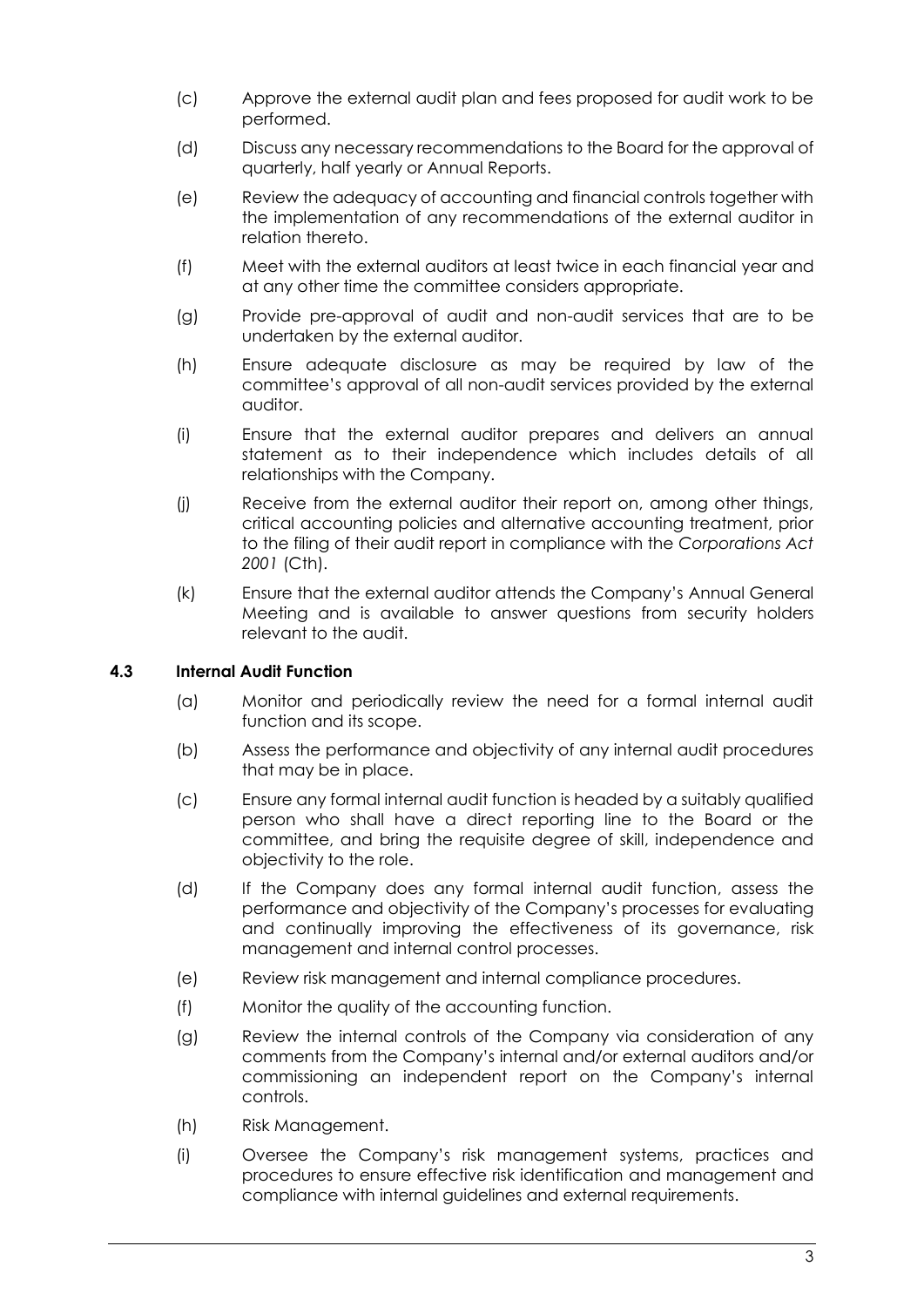(c) Approve the external audit plan and fees proposed for audit work to be performed.

(d) Discuss any necessary recommendations to the Board for the approval of quarterly, half yearly or Annual Reports.

(e) Review the adequacy of accounting and financial controls together with the implementation of any recommendations of the external auditor in relation thereto.

(f) Meet with the external auditors at least twice in each financial year and at any other time the committee considers appropriate.

(g) Provide pre-approval of audit and non-audit services that are to be undertaken by the external auditor.

(h) Ensure adequate disclosure as may be required by law of the committee's approval of all non-audit services provided by the external auditor.

(i) Ensure that the external auditor prepares and delivers an annual statement as to their independence which includes details of all relationships with the Company.

(j) Receive from the external auditor their report on, among other things, critical accounting policies and alternative accounting treatment, prior to the filing of their audit report in compliance with the *Corporations Act 2001* (Cth).

(k) Ensure that the external auditor attends the Company's Annual General Meeting and is available to answer questions from security holders relevant to the audit.

### 4.3 Internal Audit Function

(a) Monitor and periodically review the need for a formal internal audit function and its scope.

(b) Assess the performance and objectivity of any internal audit procedures that may be in place.

(c) Ensure any formal internal audit function is headed by a suitably qualified person who shall have a direct reporting line to the Board or the committee, and bring the requisite degree of skill, independence and objectivity to the role.

(d) If the Company does any formal internal audit function, assess the performance and objectivity of the Company's processes for evaluating and continually improving the effectiveness of its governance, risk management and internal control processes.

(e) Review risk management and internal compliance procedures.

(f) Monitor the quality of the accounting function.

(g) Review the internal controls of the Company via consideration of any comments from the Company's internal and/or external auditors and/or commissioning an independent report on the Company's internal controls.

(h) Risk Management.

(i) Oversee the Company's risk management systems, practices and procedures to ensure effective risk identification and management and compliance with internal guidelines and external requirements.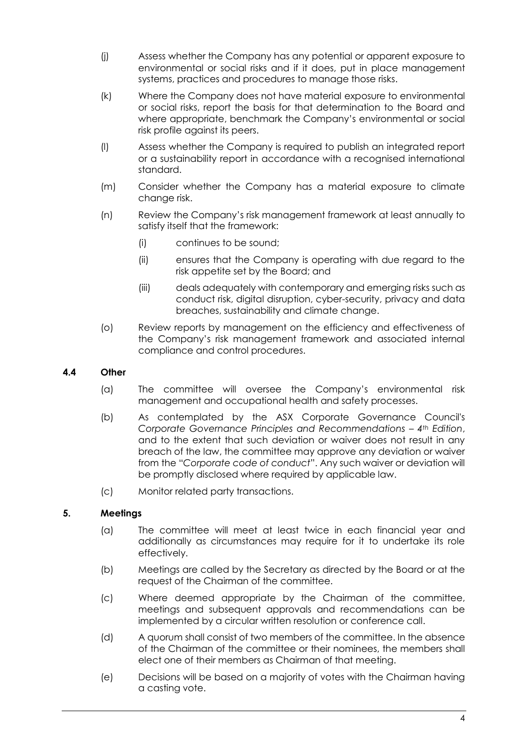(j) Assess whether the Company has any potential or apparent exposure to environmental or social risks and if it does, put in place management systems, practices and procedures to manage those risks.

(k) Where the Company does not have material exposure to environmental or social risks, report the basis for that determination to the Board and where appropriate, benchmark the Company's environmental or social risk profile against its peers.

(l) Assess whether the Company is required to publish an integrated report or a sustainability report in accordance with a recognised international standard.

(m) Consider whether the Company has a material exposure to climate change risk.

(n) Review the Company's risk management framework at least annually to satisfy itself that the framework:

   (i) continues to be sound;

   (ii) ensures that the Company is operating with due regard to the risk appetite set by the Board; and

   (iii) deals adequately with contemporary and emerging risks such as conduct risk, digital disruption, cyber-security, privacy and data breaches, sustainability and climate change.

(o) Review reports by management on the efficiency and effectiveness of the Company's risk management framework and associated internal compliance and control procedures.

### 4.4 Other

(a) The committee will oversee the Company's environmental risk management and occupational health and safety processes.

(b) As contemplated by the ASX Corporate Governance Council's *Corporate Governance Principles and Recommendations – 4th Edition*, and to the extent that such deviation or waiver does not result in any breach of the law, the committee may approve any deviation or waiver from the "*Corporate code of conduct*". Any such waiver or deviation will be promptly disclosed where required by applicable law.

(c) Monitor related party transactions.

## 5. Meetings

(a) The committee will meet at least twice in each financial year and additionally as circumstances may require for it to undertake its role effectively.

(b) Meetings are called by the Secretary as directed by the Board or at the request of the Chairman of the committee.

(c) Where deemed appropriate by the Chairman of the committee, meetings and subsequent approvals and recommendations can be implemented by a circular written resolution or conference call.

(d) A quorum shall consist of two members of the committee. In the absence of the Chairman of the committee or their nominees, the members shall elect one of their members as Chairman of that meeting.

(e) Decisions will be based on a majority of votes with the Chairman having a casting vote.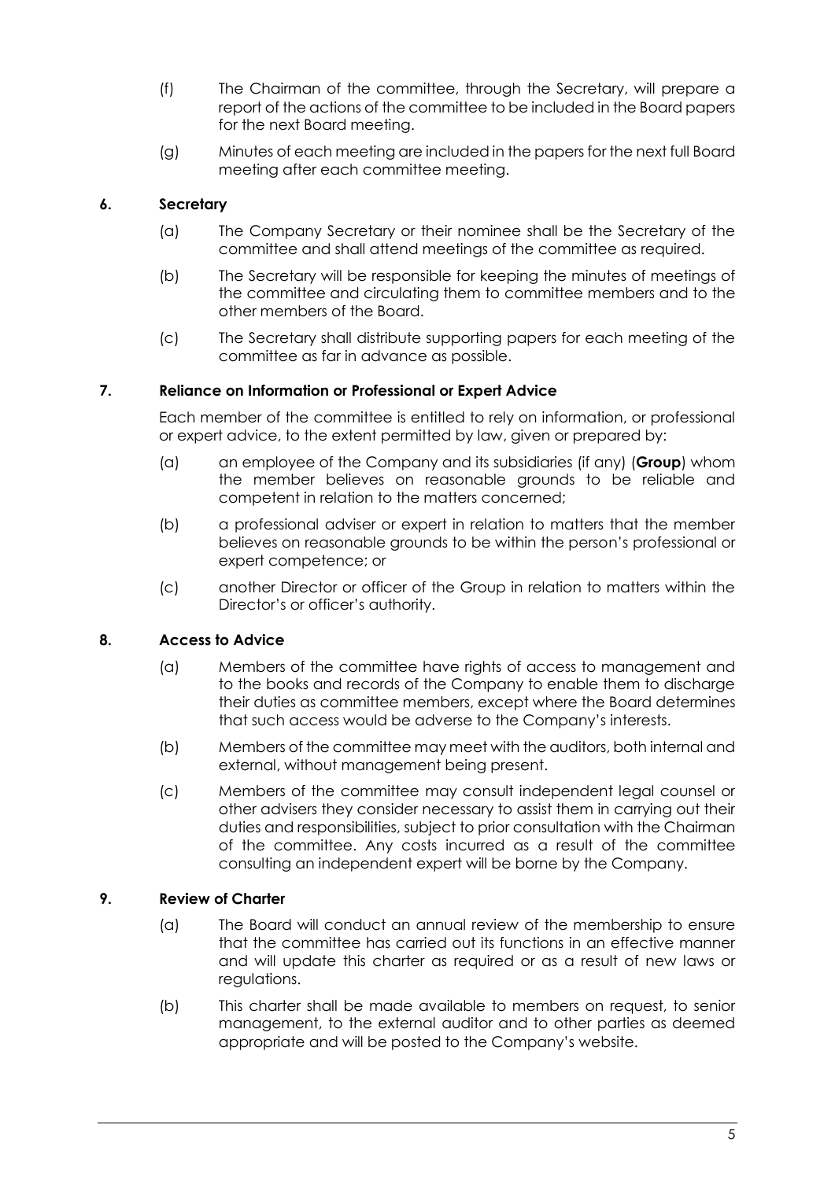(f) The Chairman of the committee, through the Secretary, will prepare a report of the actions of the committee to be included in the Board papers for the next Board meeting.

(g) Minutes of each meeting are included in the papers for the next full Board meeting after each committee meeting.

## 6. Secretary

(a) The Company Secretary or their nominee shall be the Secretary of the committee and shall attend meetings of the committee as required.

(b) The Secretary will be responsible for keeping the minutes of meetings of the committee and circulating them to committee members and to the other members of the Board.

(c) The Secretary shall distribute supporting papers for each meeting of the committee as far in advance as possible.

## 7. Reliance on Information or Professional or Expert Advice

Each member of the committee is entitled to rely on information, or professional or expert advice, to the extent permitted by law, given or prepared by:

(a) an employee of the Company and its subsidiaries (if any) (**Group**) whom the member believes on reasonable grounds to be reliable and competent in relation to the matters concerned;

(b) a professional adviser or expert in relation to matters that the member believes on reasonable grounds to be within the person's professional or expert competence; or

(c) another Director or officer of the Group in relation to matters within the Director's or officer's authority.

## 8. Access to Advice

(a) Members of the committee have rights of access to management and to the books and records of the Company to enable them to discharge their duties as committee members, except where the Board determines that such access would be adverse to the Company's interests.

(b) Members of the committee may meet with the auditors, both internal and external, without management being present.

(c) Members of the committee may consult independent legal counsel or other advisers they consider necessary to assist them in carrying out their duties and responsibilities, subject to prior consultation with the Chairman of the committee. Any costs incurred as a result of the committee consulting an independent expert will be borne by the Company.

## 9. Review of Charter

(a) The Board will conduct an annual review of the membership to ensure that the committee has carried out its functions in an effective manner and will update this charter as required or as a result of new laws or regulations.

(b) This charter shall be made available to members on request, to senior management, to the external auditor and to other parties as deemed appropriate and will be posted to the Company's website.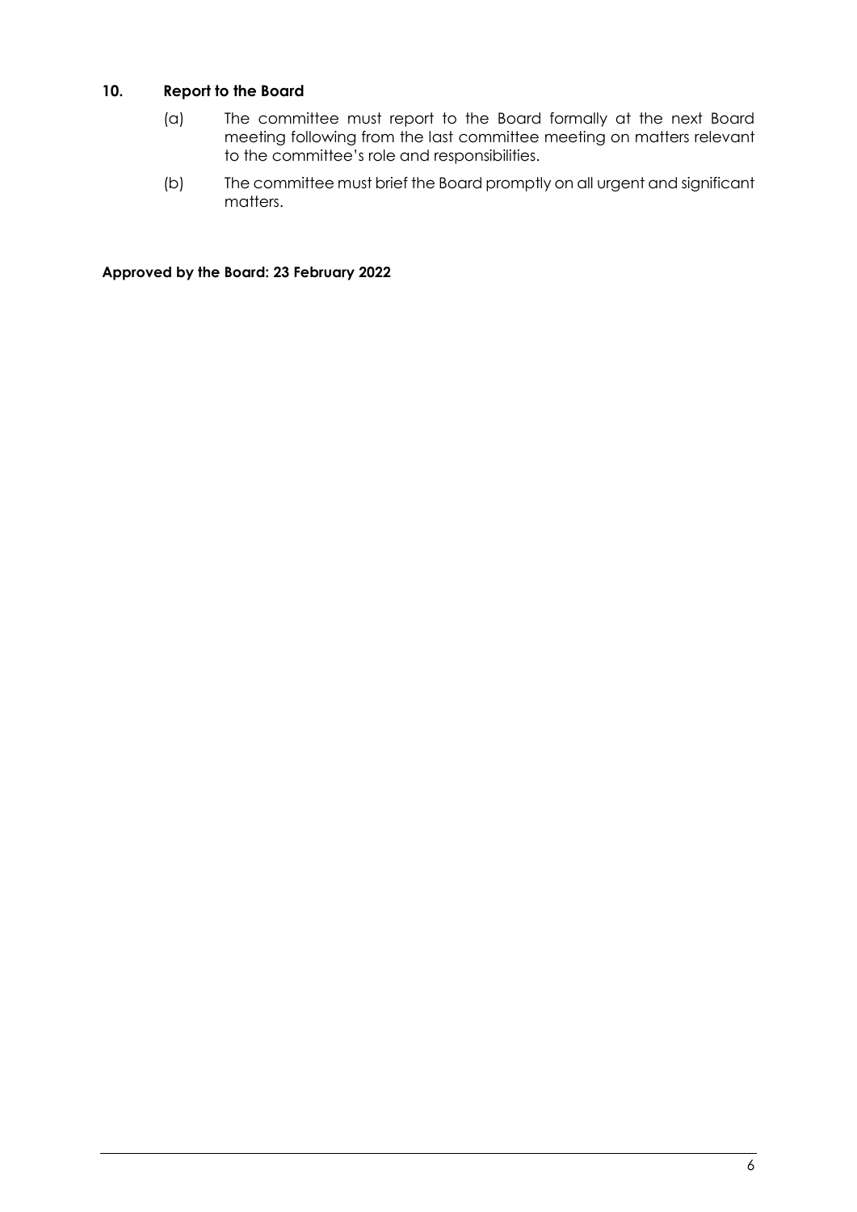## 10. Report to the Board

(a) The committee must report to the Board formally at the next Board meeting following from the last committee meeting on matters relevant to the committee's role and responsibilities.

(b) The committee must brief the Board promptly on all urgent and significant matters.

**Approved by the Board: 23 February 2022**